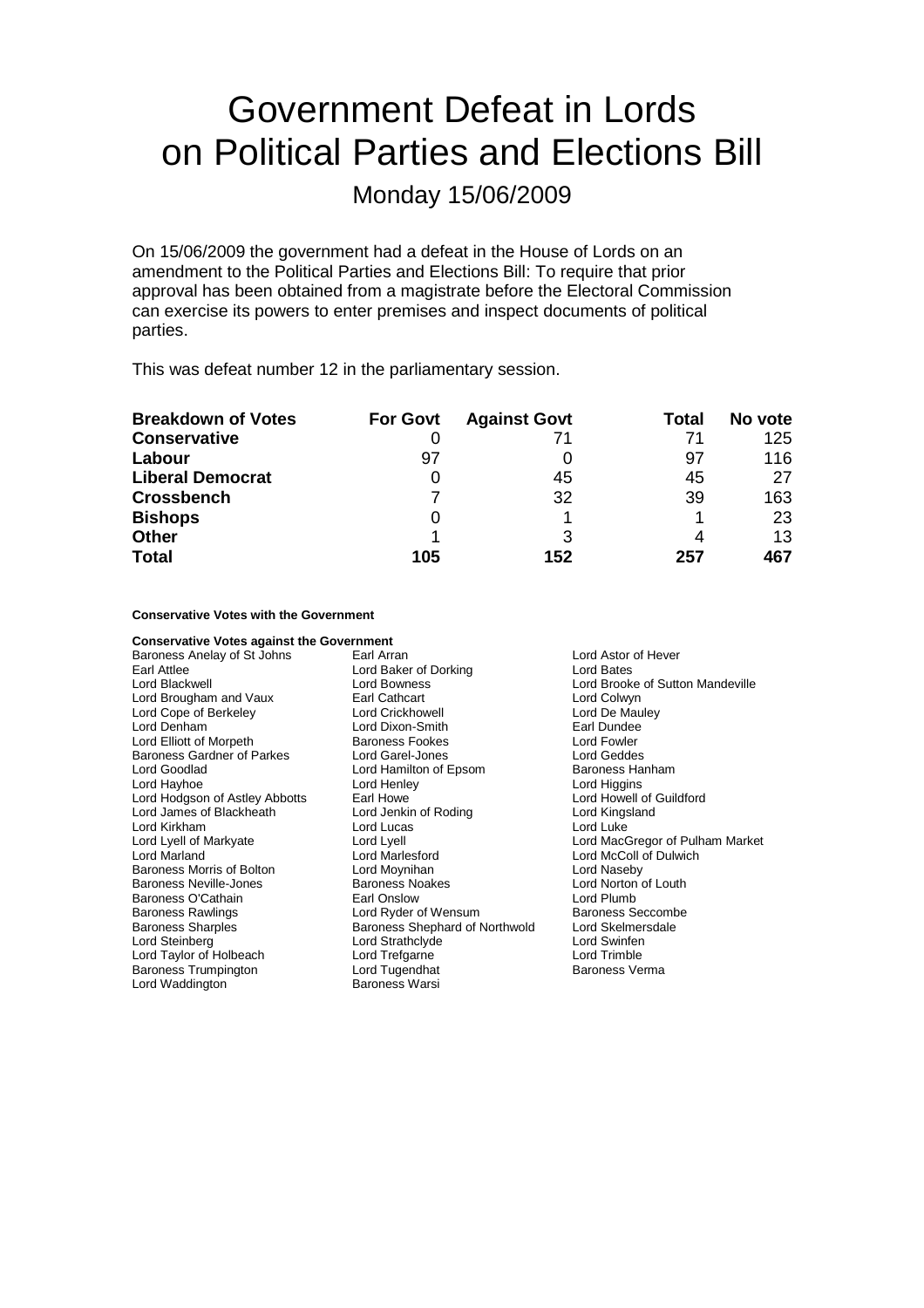# Government Defeat in Lords on Political Parties and Elections Bill

Monday 15/06/2009

On 15/06/2009 the government had a defeat in the House of Lords on an amendment to the Political Parties and Elections Bill: To require that prior approval has been obtained from a magistrate before the Electoral Commission can exercise its powers to enter premises and inspect documents of political parties.

This was defeat number 12 in the parliamentary session.

| Breakdown of Votes | For Govt | Against Govt | Total | No vote |
|---|---|---|---|---|
| **Conservative** | 0 | 71 | 71 | 125 |
| **Labour** | 97 | 0 | 97 | 116 |
| **Liberal Democrat** | 0 | 45 | 45 | 27 |
| **Crossbench** | 7 | 32 | 39 | 163 |
| **Bishops** | 0 | 1 | 1 | 23 |
| **Other** | 1 | 3 | 4 | 13 |
| **Total** | **105** | **152** | **257** | **467** |

**Conservative Votes with the Government**

**Conservative Votes against the Government**

Baroness Anelay of St Johns
Earl Arran
Lord Astor of Hever
Earl Attlee
Lord Baker of Dorking
Lord Bates
Lord Blackwell
Lord Bowness
Lord Brooke of Sutton Mandeville
Lord Brougham and Vaux
Earl Cathcart
Lord Colwyn
Lord Cope of Berkeley
Lord Crickhowell
Lord De Mauley
Lord Denham
Lord Dixon-Smith
Earl Dundee
Lord Elliott of Morpeth
Baroness Fookes
Lord Fowler
Baroness Gardner of Parkes
Lord Garel-Jones
Lord Geddes
Lord Goodlad
Lord Hamilton of Epsom
Baroness Hanham
Lord Hayhoe
Lord Henley
Lord Higgins
Lord Hodgson of Astley Abbotts
Earl Howe
Lord Howell of Guildford
Lord James of Blackheath
Lord Jenkin of Roding
Lord Kingsland
Lord Kirkham
Lord Lucas
Lord Luke
Lord Lyell of Markyate
Lord Lyell
Lord MacGregor of Pulham Market
Lord Marland
Lord Marlesford
Lord McColl of Dulwich
Baroness Morris of Bolton
Lord Moynihan
Lord Naseby
Baroness Neville-Jones
Baroness Noakes
Lord Norton of Louth
Baroness O'Cathain
Earl Onslow
Lord Plumb
Baroness Rawlings
Lord Ryder of Wensum
Baroness Seccombe
Baroness Sharples
Baroness Shephard of Northwold
Lord Skelmersdale
Lord Steinberg
Lord Strathclyde
Lord Swinfen
Lord Taylor of Holbeach
Lord Trefgarne
Lord Trimble
Baroness Trumpington
Lord Tugendhat
Baroness Verma
Lord Waddington
Baroness Warsi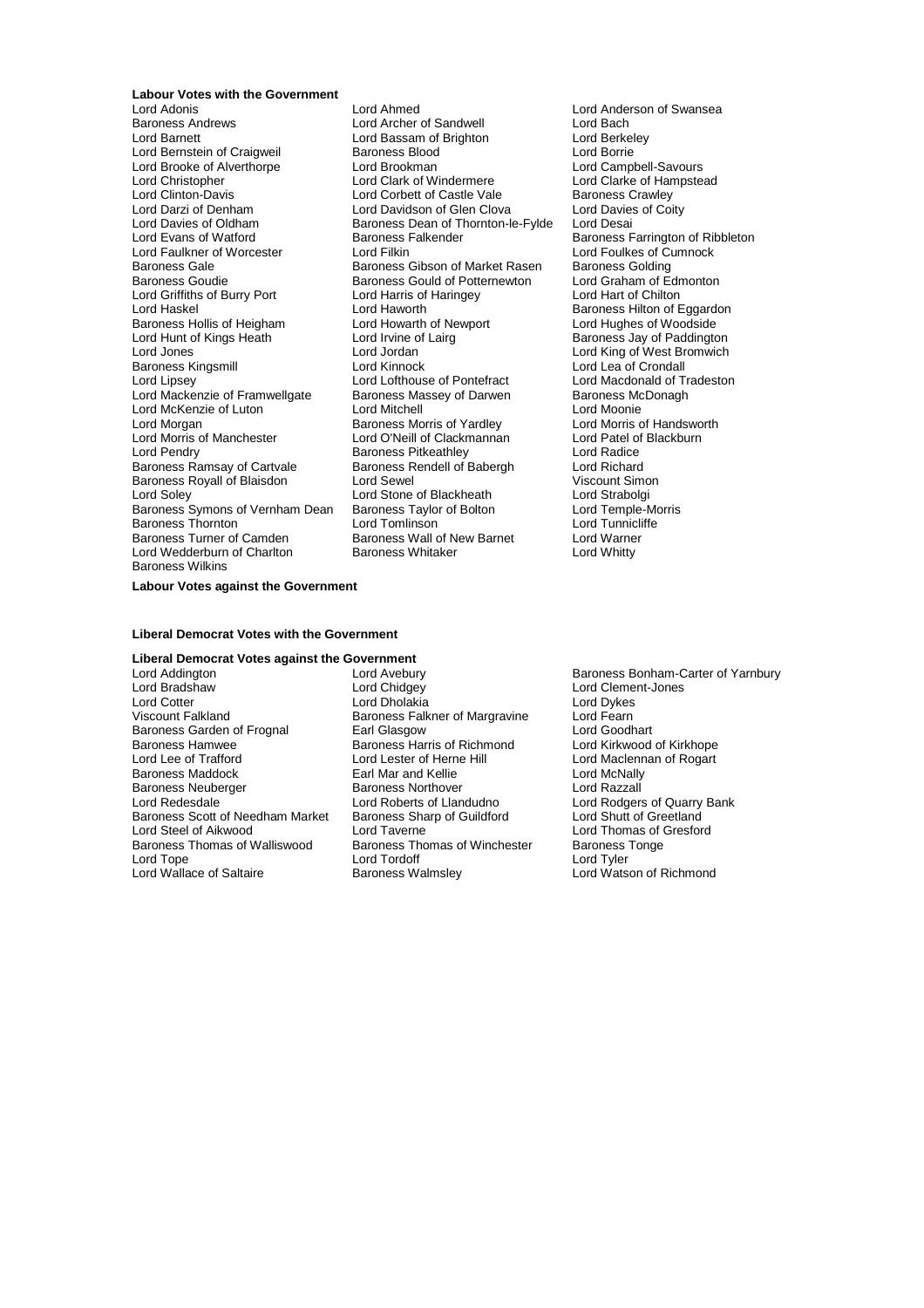**Labour Votes with the Government**

Lord Adonis
Lord Ahmed
Lord Anderson of Swansea
Baroness Andrews
Lord Archer of Sandwell
Lord Bach
Lord Barnett
Lord Bassam of Brighton
Lord Berkeley
Lord Bernstein of Craigweil
Baroness Blood
Lord Borrie
Lord Brooke of Alverthorpe
Lord Brookman
Lord Campbell-Savours
Lord Christopher
Lord Clark of Windermere
Lord Clarke of Hampstead
Lord Clinton-Davis
Lord Corbett of Castle Vale
Baroness Crawley
Lord Darzi of Denham
Lord Davidson of Glen Clova
Lord Davies of Coity
Lord Davies of Oldham
Baroness Dean of Thornton-le-Fylde
Lord Desai
Lord Evans of Watford
Baroness Falkender
Baroness Farrington of Ribbleton
Lord Faulkner of Worcester
Lord Filkin
Lord Foulkes of Cumnock
Baroness Gale
Baroness Gibson of Market Rasen
Baroness Golding
Baroness Goudie
Baroness Gould of Potternewton
Lord Graham of Edmonton
Lord Griffiths of Burry Port
Lord Harris of Haringey
Lord Hart of Chilton
Lord Haskel
Lord Haworth
Baroness Hilton of Eggardon
Baroness Hollis of Heigham
Lord Howarth of Newport
Lord Hughes of Woodside
Lord Hunt of Kings Heath
Lord Irvine of Lairg
Baroness Jay of Paddington
Lord Jones
Lord Jordan
Lord King of West Bromwich
Baroness Kingsmill
Lord Kinnock
Lord Lea of Crondall
Lord Lipsey
Lord Lofthouse of Pontefract
Lord Macdonald of Tradeston
Lord Mackenzie of Framwellgate
Baroness Massey of Darwen
Baroness McDonagh
Lord McKenzie of Luton
Lord Mitchell
Lord Moonie
Lord Morgan
Baroness Morris of Yardley
Lord Morris of Handsworth
Lord Morris of Manchester
Lord O'Neill of Clackmannan
Lord Patel of Blackburn
Lord Pendry
Baroness Pitkeathley
Lord Radice
Baroness Ramsay of Cartvale
Baroness Rendell of Babergh
Lord Richard
Baroness Royall of Blaisdon
Lord Sewel
Viscount Simon
Lord Soley
Lord Stone of Blackheath
Lord Strabolgi
Baroness Symons of Vernham Dean
Baroness Taylor of Bolton
Lord Temple-Morris
Baroness Thornton
Lord Tomlinson
Lord Tunnicliffe
Baroness Turner of Camden
Baroness Wall of New Barnet
Lord Warner
Lord Wedderburn of Charlton
Baroness Whitaker
Lord Whitty
Baroness Wilkins

**Labour Votes against the Government**

**Liberal Democrat Votes with the Government**

**Liberal Democrat Votes against the Government**

Lord Addington
Lord Avebury
Baroness Bonham-Carter of Yarnbury
Lord Bradshaw
Lord Chidgey
Lord Clement-Jones
Lord Cotter
Lord Dholakia
Lord Dykes
Viscount Falkland
Baroness Falkner of Margravine
Lord Fearn
Baroness Garden of Frognal
Earl Glasgow
Lord Goodhart
Baroness Hamwee
Baroness Harris of Richmond
Lord Kirkwood of Kirkhope
Lord Lee of Trafford
Lord Lester of Herne Hill
Lord Maclennan of Rogart
Baroness Maddock
Earl Mar and Kellie
Lord McNally
Baroness Neuberger
Baroness Northover
Lord Razzall
Lord Redesdale
Lord Roberts of Llandudno
Lord Rodgers of Quarry Bank
Baroness Scott of Needham Market
Baroness Sharp of Guildford
Lord Shutt of Greetland
Lord Steel of Aikwood
Lord Taverne
Lord Thomas of Gresford
Baroness Thomas of Walliswood
Baroness Thomas of Winchester
Baroness Tonge
Lord Tope
Lord Tordoff
Lord Tyler
Lord Wallace of Saltaire
Baroness Walmsley
Lord Watson of Richmond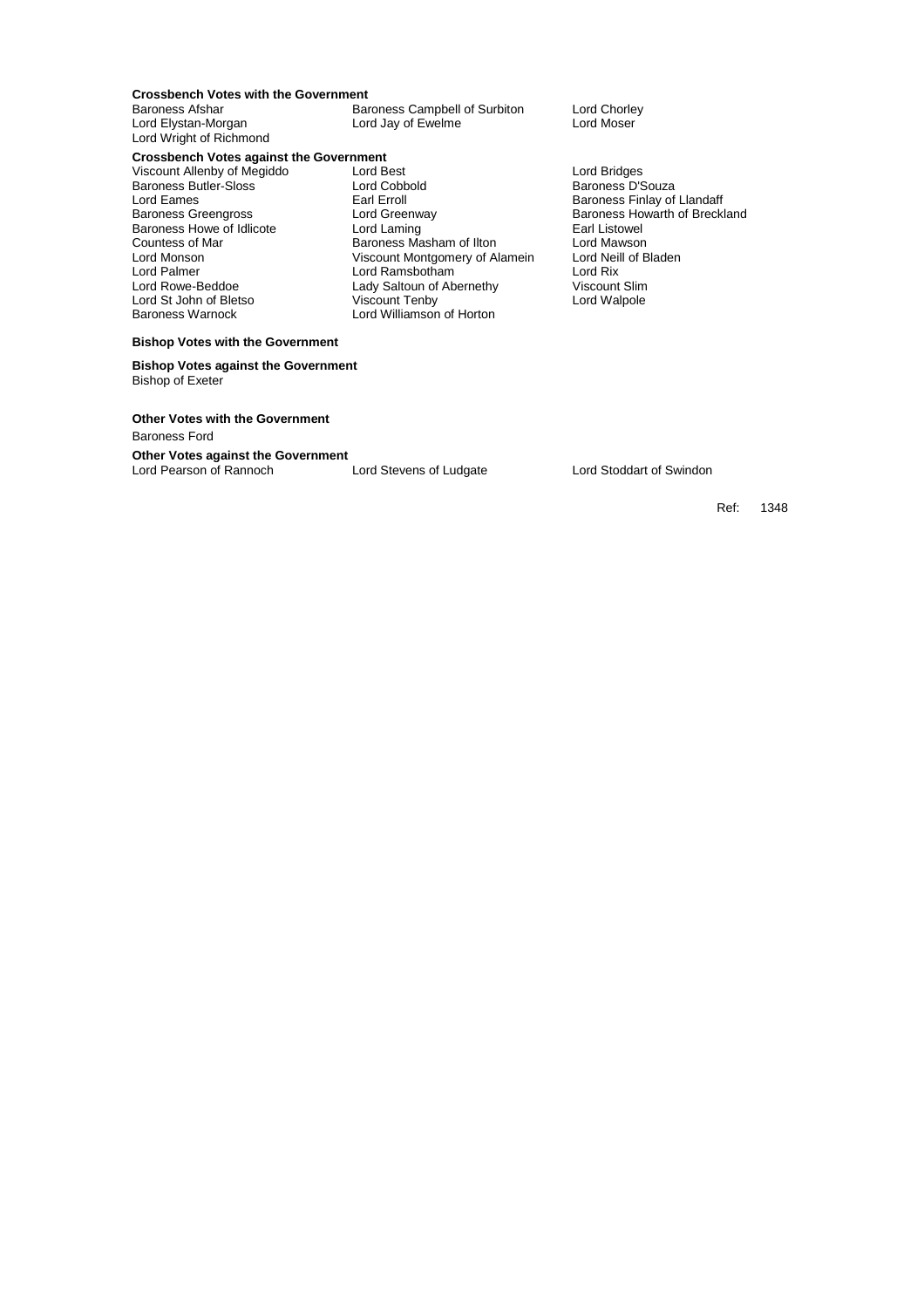**Crossbench Votes with the Government**

Baroness Afshar, Baroness Campbell of Surbiton, Lord Chorley, Lord Elystan-Morgan, Lord Jay of Ewelme, Lord Moser, Lord Wright of Richmond

**Crossbench Votes against the Government**

Viscount Allenby of Megiddo, Lord Best, Lord Bridges, Baroness Butler-Sloss, Lord Cobbold, Baroness D'Souza, Lord Eames, Earl Erroll, Baroness Finlay of Llandaff, Baroness Greengross, Lord Greenway, Baroness Howarth of Breckland, Baroness Howe of Idlicote, Lord Laming, Earl Listowel, Countess of Mar, Baroness Masham of Ilton, Lord Mawson, Lord Monson, Viscount Montgomery of Alamein, Lord Neill of Bladen, Lord Palmer, Lord Ramsbotham, Lord Rix, Lord Rowe-Beddoe, Lady Saltoun of Abernethy, Viscount Slim, Lord St John of Bletso, Viscount Tenby, Lord Walpole, Baroness Warnock, Lord Williamson of Horton

**Bishop Votes with the Government**

**Bishop Votes against the Government**

Bishop of Exeter

**Other Votes with the Government**

Baroness Ford

**Other Votes against the Government**

Lord Pearson of Rannoch, Lord Stevens of Ludgate, Lord Stoddart of Swindon

Ref: 1348